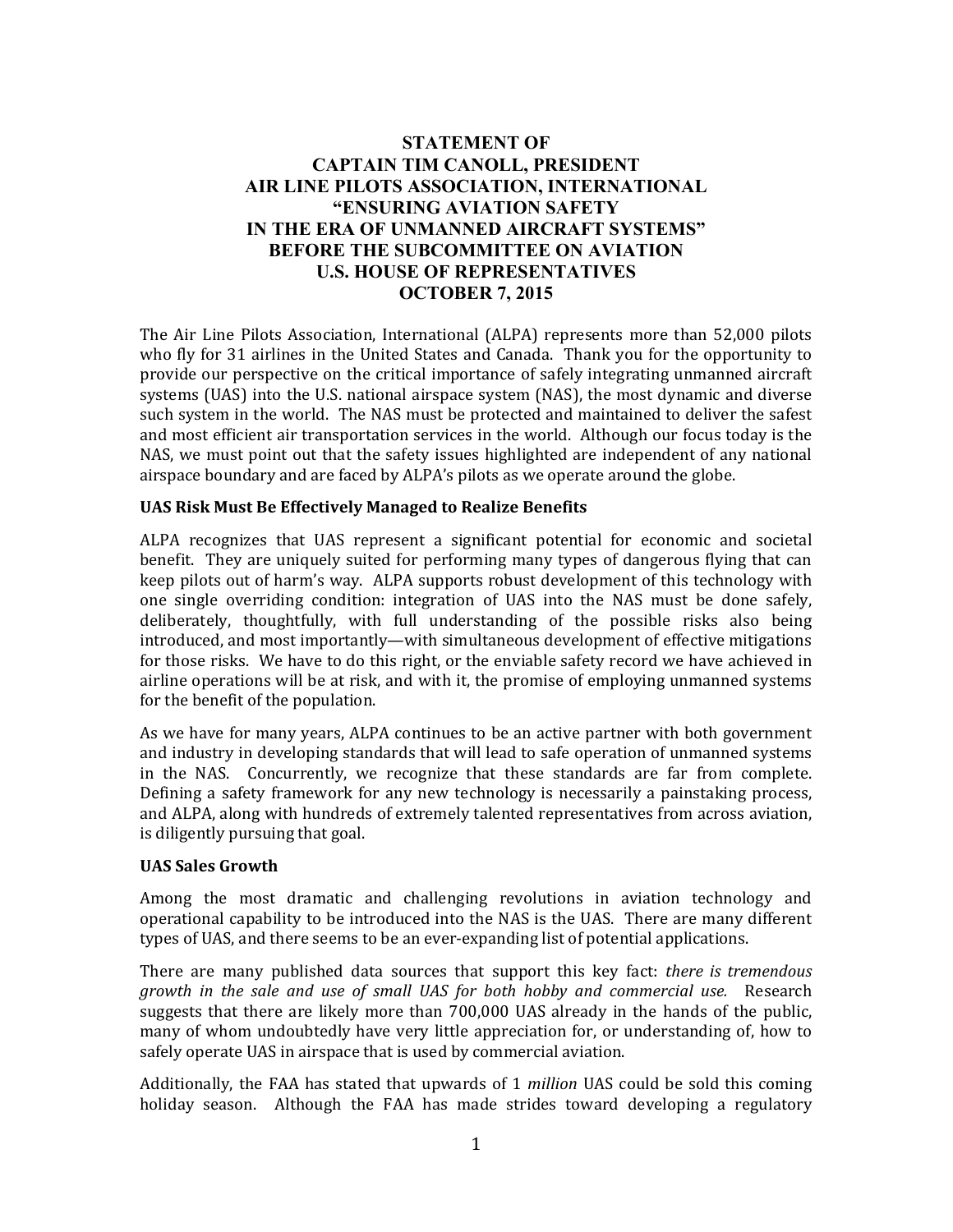# STATEMENT OF
# CAPTAIN TIM CANOLL, PRESIDENT
# AIR LINE PILOTS ASSOCIATION, INTERNATIONAL
# "ENSURING AVIATION SAFETY IN THE ERA OF UNMANNED AIRCRAFT SYSTEMS"
# BEFORE THE SUBCOMMITTEE ON AVIATION
# U.S. HOUSE OF REPRESENTATIVES
# OCTOBER 7, 2015

The Air Line Pilots Association, International (ALPA) represents more than 52,000 pilots who fly for 31 airlines in the United States and Canada. Thank you for the opportunity to provide our perspective on the critical importance of safely integrating unmanned aircraft systems (UAS) into the U.S. national airspace system (NAS), the most dynamic and diverse such system in the world. The NAS must be protected and maintained to deliver the safest and most efficient air transportation services in the world. Although our focus today is the NAS, we must point out that the safety issues highlighted are independent of any national airspace boundary and are faced by ALPA's pilots as we operate around the globe.

**UAS Risk Must Be Effectively Managed to Realize Benefits**

ALPA recognizes that UAS represent a significant potential for economic and societal benefit. They are uniquely suited for performing many types of dangerous flying that can keep pilots out of harm's way. ALPA supports robust development of this technology with one single overriding condition: integration of UAS into the NAS must be done safely, deliberately, thoughtfully, with full understanding of the possible risks also being introduced, and most importantly—with simultaneous development of effective mitigations for those risks. We have to do this right, or the enviable safety record we have achieved in airline operations will be at risk, and with it, the promise of employing unmanned systems for the benefit of the population.

As we have for many years, ALPA continues to be an active partner with both government and industry in developing standards that will lead to safe operation of unmanned systems in the NAS. Concurrently, we recognize that these standards are far from complete. Defining a safety framework for any new technology is necessarily a painstaking process, and ALPA, along with hundreds of extremely talented representatives from across aviation, is diligently pursuing that goal.

**UAS Sales Growth**

Among the most dramatic and challenging revolutions in aviation technology and operational capability to be introduced into the NAS is the UAS. There are many different types of UAS, and there seems to be an ever-expanding list of potential applications.

There are many published data sources that support this key fact: *there is tremendous growth in the sale and use of small UAS for both hobby and commercial use.* Research suggests that there are likely more than 700,000 UAS already in the hands of the public, many of whom undoubtedly have very little appreciation for, or understanding of, how to safely operate UAS in airspace that is used by commercial aviation.

Additionally, the FAA has stated that upwards of 1 *million* UAS could be sold this coming holiday season. Although the FAA has made strides toward developing a regulatory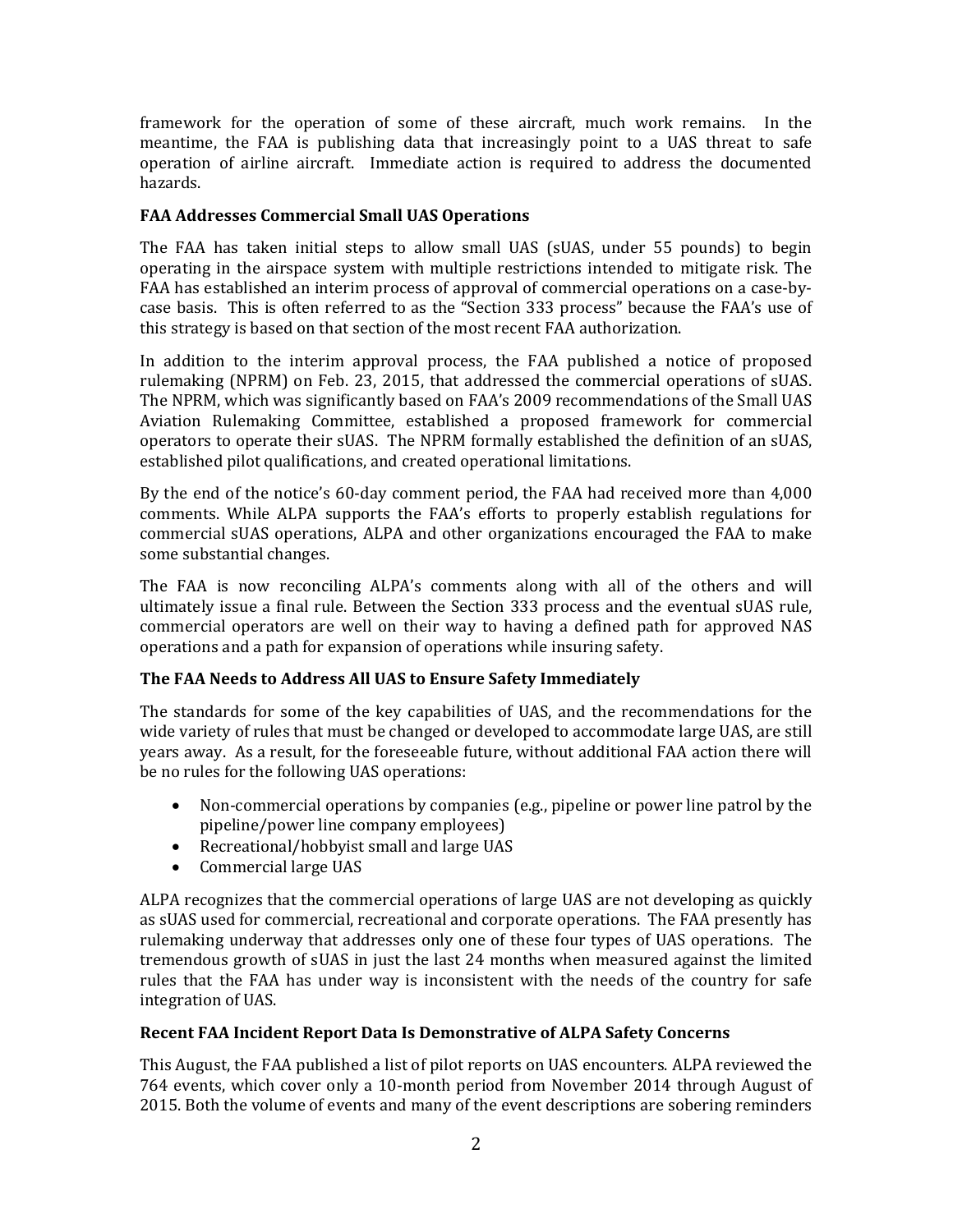framework for the operation of some of these aircraft, much work remains. In the meantime, the FAA is publishing data that increasingly point to a UAS threat to safe operation of airline aircraft. Immediate action is required to address the documented hazards.

**FAA Addresses Commercial Small UAS Operations**

The FAA has taken initial steps to allow small UAS (sUAS, under 55 pounds) to begin operating in the airspace system with multiple restrictions intended to mitigate risk. The FAA has established an interim process of approval of commercial operations on a case-by-case basis. This is often referred to as the "Section 333 process" because the FAA's use of this strategy is based on that section of the most recent FAA authorization.

In addition to the interim approval process, the FAA published a notice of proposed rulemaking (NPRM) on Feb. 23, 2015, that addressed the commercial operations of sUAS. The NPRM, which was significantly based on FAA's 2009 recommendations of the Small UAS Aviation Rulemaking Committee, established a proposed framework for commercial operators to operate their sUAS. The NPRM formally established the definition of an sUAS, established pilot qualifications, and created operational limitations.

By the end of the notice's 60-day comment period, the FAA had received more than 4,000 comments. While ALPA supports the FAA's efforts to properly establish regulations for commercial sUAS operations, ALPA and other organizations encouraged the FAA to make some substantial changes.

The FAA is now reconciling ALPA's comments along with all of the others and will ultimately issue a final rule. Between the Section 333 process and the eventual sUAS rule, commercial operators are well on their way to having a defined path for approved NAS operations and a path for expansion of operations while insuring safety.

**The FAA Needs to Address All UAS to Ensure Safety Immediately**

The standards for some of the key capabilities of UAS, and the recommendations for the wide variety of rules that must be changed or developed to accommodate large UAS, are still years away. As a result, for the foreseeable future, without additional FAA action there will be no rules for the following UAS operations:

- Non-commercial operations by companies (e.g., pipeline or power line patrol by the pipeline/power line company employees)
- Recreational/hobbyist small and large UAS
- Commercial large UAS

ALPA recognizes that the commercial operations of large UAS are not developing as quickly as sUAS used for commercial, recreational and corporate operations. The FAA presently has rulemaking underway that addresses only one of these four types of UAS operations. The tremendous growth of sUAS in just the last 24 months when measured against the limited rules that the FAA has under way is inconsistent with the needs of the country for safe integration of UAS.

**Recent FAA Incident Report Data Is Demonstrative of ALPA Safety Concerns**

This August, the FAA published a list of pilot reports on UAS encounters. ALPA reviewed the 764 events, which cover only a 10-month period from November 2014 through August of 2015. Both the volume of events and many of the event descriptions are sobering reminders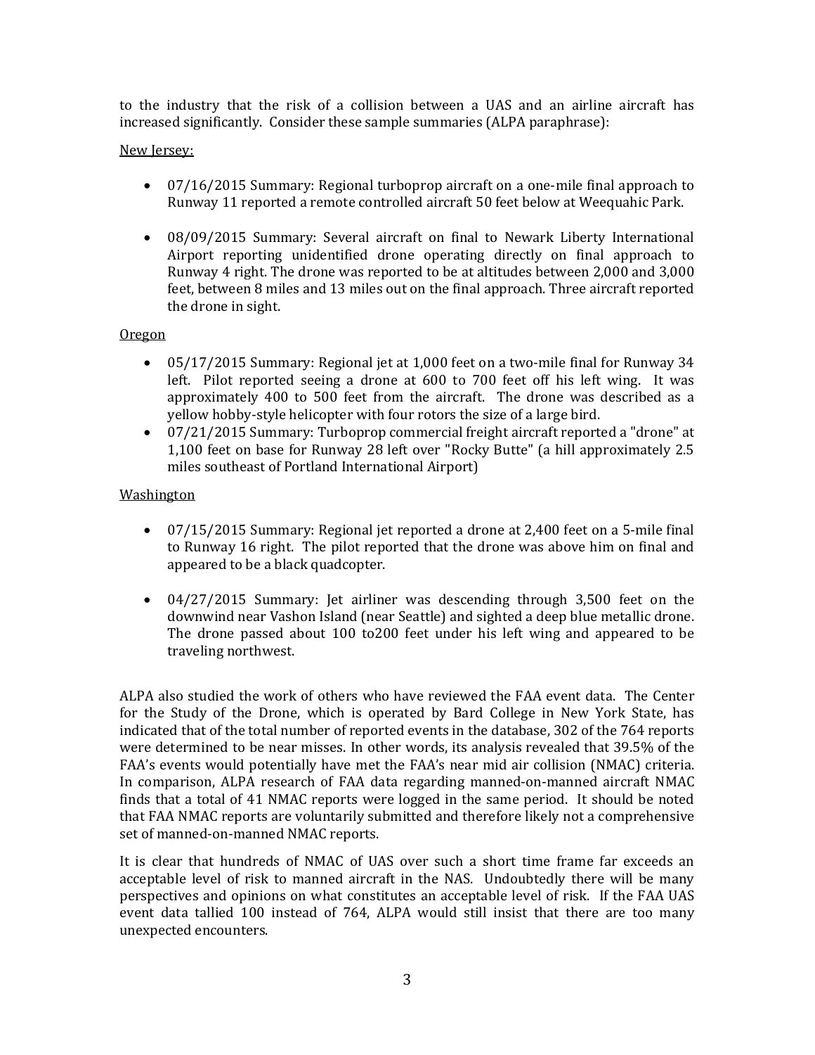to the industry that the risk of a collision between a UAS and an airline aircraft has increased significantly. Consider these sample summaries (ALPA paraphrase):

New Jersey:

- 07/16/2015 Summary: Regional turboprop aircraft on a one-mile final approach to Runway 11 reported a remote controlled aircraft 50 feet below at Weequahic Park.

- 08/09/2015 Summary: Several aircraft on final to Newark Liberty International Airport reporting unidentified drone operating directly on final approach to Runway 4 right. The drone was reported to be at altitudes between 2,000 and 3,000 feet, between 8 miles and 13 miles out on the final approach. Three aircraft reported the drone in sight.

Oregon

- 05/17/2015 Summary: Regional jet at 1,000 feet on a two-mile final for Runway 34 left. Pilot reported seeing a drone at 600 to 700 feet off his left wing. It was approximately 400 to 500 feet from the aircraft. The drone was described as a yellow hobby-style helicopter with four rotors the size of a large bird.
- 07/21/2015 Summary: Turboprop commercial freight aircraft reported a "drone" at 1,100 feet on base for Runway 28 left over "Rocky Butte" (a hill approximately 2.5 miles southeast of Portland International Airport)

Washington

- 07/15/2015 Summary: Regional jet reported a drone at 2,400 feet on a 5-mile final to Runway 16 right. The pilot reported that the drone was above him on final and appeared to be a black quadcopter.

- 04/27/2015 Summary: Jet airliner was descending through 3,500 feet on the downwind near Vashon Island (near Seattle) and sighted a deep blue metallic drone. The drone passed about 100 to200 feet under his left wing and appeared to be traveling northwest.

ALPA also studied the work of others who have reviewed the FAA event data. The Center for the Study of the Drone, which is operated by Bard College in New York State, has indicated that of the total number of reported events in the database, 302 of the 764 reports were determined to be near misses. In other words, its analysis revealed that 39.5% of the FAA's events would potentially have met the FAA's near mid air collision (NMAC) criteria. In comparison, ALPA research of FAA data regarding manned-on-manned aircraft NMAC finds that a total of 41 NMAC reports were logged in the same period. It should be noted that FAA NMAC reports are voluntarily submitted and therefore likely not a comprehensive set of manned-on-manned NMAC reports.

It is clear that hundreds of NMAC of UAS over such a short time frame far exceeds an acceptable level of risk to manned aircraft in the NAS. Undoubtedly there will be many perspectives and opinions on what constitutes an acceptable level of risk. If the FAA UAS event data tallied 100 instead of 764, ALPA would still insist that there are too many unexpected encounters.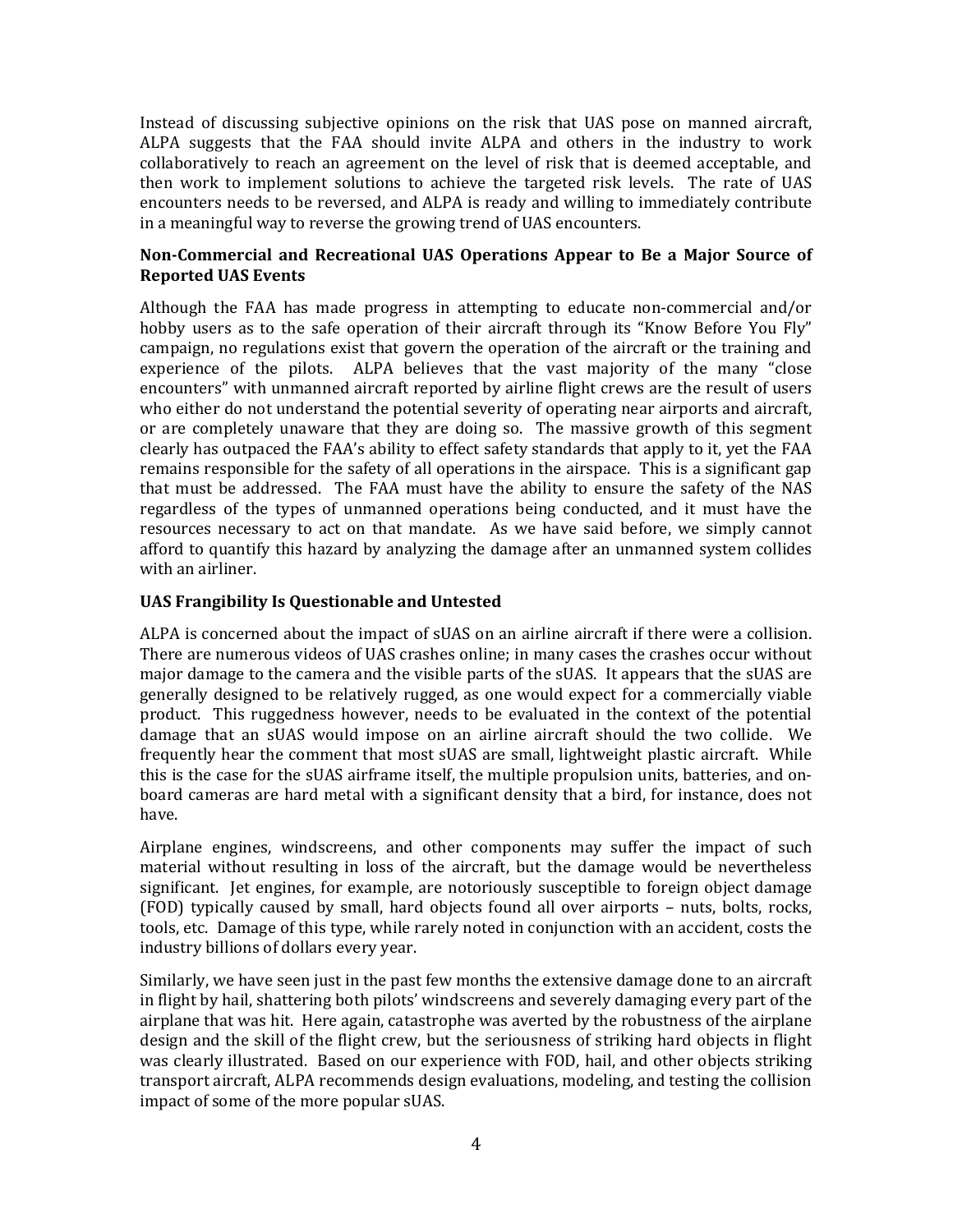Instead of discussing subjective opinions on the risk that UAS pose on manned aircraft, ALPA suggests that the FAA should invite ALPA and others in the industry to work collaboratively to reach an agreement on the level of risk that is deemed acceptable, and then work to implement solutions to achieve the targeted risk levels. The rate of UAS encounters needs to be reversed, and ALPA is ready and willing to immediately contribute in a meaningful way to reverse the growing trend of UAS encounters.

**Non-Commercial and Recreational UAS Operations Appear to Be a Major Source of Reported UAS Events**

Although the FAA has made progress in attempting to educate non-commercial and/or hobby users as to the safe operation of their aircraft through its "Know Before You Fly" campaign, no regulations exist that govern the operation of the aircraft or the training and experience of the pilots. ALPA believes that the vast majority of the many "close encounters" with unmanned aircraft reported by airline flight crews are the result of users who either do not understand the potential severity of operating near airports and aircraft, or are completely unaware that they are doing so. The massive growth of this segment clearly has outpaced the FAA's ability to effect safety standards that apply to it, yet the FAA remains responsible for the safety of all operations in the airspace. This is a significant gap that must be addressed. The FAA must have the ability to ensure the safety of the NAS regardless of the types of unmanned operations being conducted, and it must have the resources necessary to act on that mandate. As we have said before, we simply cannot afford to quantify this hazard by analyzing the damage after an unmanned system collides with an airliner.

**UAS Frangibility Is Questionable and Untested**

ALPA is concerned about the impact of sUAS on an airline aircraft if there were a collision. There are numerous videos of UAS crashes online; in many cases the crashes occur without major damage to the camera and the visible parts of the sUAS. It appears that the sUAS are generally designed to be relatively rugged, as one would expect for a commercially viable product. This ruggedness however, needs to be evaluated in the context of the potential damage that an sUAS would impose on an airline aircraft should the two collide. We frequently hear the comment that most sUAS are small, lightweight plastic aircraft. While this is the case for the sUAS airframe itself, the multiple propulsion units, batteries, and on-board cameras are hard metal with a significant density that a bird, for instance, does not have.

Airplane engines, windscreens, and other components may suffer the impact of such material without resulting in loss of the aircraft, but the damage would be nevertheless significant. Jet engines, for example, are notoriously susceptible to foreign object damage (FOD) typically caused by small, hard objects found all over airports – nuts, bolts, rocks, tools, etc. Damage of this type, while rarely noted in conjunction with an accident, costs the industry billions of dollars every year.

Similarly, we have seen just in the past few months the extensive damage done to an aircraft in flight by hail, shattering both pilots' windscreens and severely damaging every part of the airplane that was hit. Here again, catastrophe was averted by the robustness of the airplane design and the skill of the flight crew, but the seriousness of striking hard objects in flight was clearly illustrated. Based on our experience with FOD, hail, and other objects striking transport aircraft, ALPA recommends design evaluations, modeling, and testing the collision impact of some of the more popular sUAS.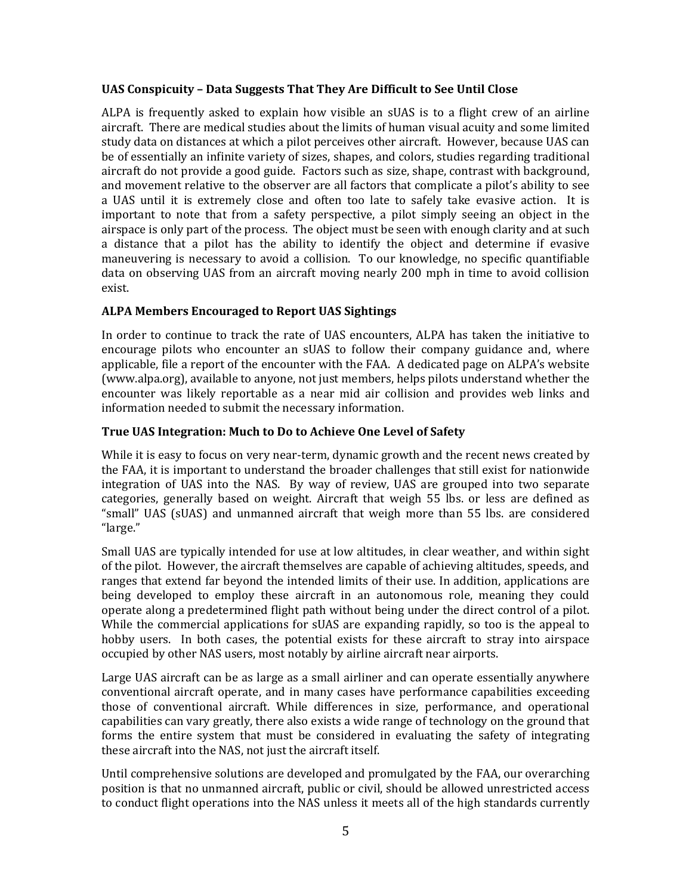**UAS Conspicuity – Data Suggests That They Are Difficult to See Until Close**

ALPA is frequently asked to explain how visible an sUAS is to a flight crew of an airline aircraft. There are medical studies about the limits of human visual acuity and some limited study data on distances at which a pilot perceives other aircraft. However, because UAS can be of essentially an infinite variety of sizes, shapes, and colors, studies regarding traditional aircraft do not provide a good guide. Factors such as size, shape, contrast with background, and movement relative to the observer are all factors that complicate a pilot's ability to see a UAS until it is extremely close and often too late to safely take evasive action. It is important to note that from a safety perspective, a pilot simply seeing an object in the airspace is only part of the process. The object must be seen with enough clarity and at such a distance that a pilot has the ability to identify the object and determine if evasive maneuvering is necessary to avoid a collision. To our knowledge, no specific quantifiable data on observing UAS from an aircraft moving nearly 200 mph in time to avoid collision exist.

**ALPA Members Encouraged to Report UAS Sightings**

In order to continue to track the rate of UAS encounters, ALPA has taken the initiative to encourage pilots who encounter an sUAS to follow their company guidance and, where applicable, file a report of the encounter with the FAA. A dedicated page on ALPA's website (www.alpa.org), available to anyone, not just members, helps pilots understand whether the encounter was likely reportable as a near mid air collision and provides web links and information needed to submit the necessary information.

**True UAS Integration: Much to Do to Achieve One Level of Safety**

While it is easy to focus on very near-term, dynamic growth and the recent news created by the FAA, it is important to understand the broader challenges that still exist for nationwide integration of UAS into the NAS. By way of review, UAS are grouped into two separate categories, generally based on weight. Aircraft that weigh 55 lbs. or less are defined as "small" UAS (sUAS) and unmanned aircraft that weigh more than 55 lbs. are considered "large."

Small UAS are typically intended for use at low altitudes, in clear weather, and within sight of the pilot. However, the aircraft themselves are capable of achieving altitudes, speeds, and ranges that extend far beyond the intended limits of their use. In addition, applications are being developed to employ these aircraft in an autonomous role, meaning they could operate along a predetermined flight path without being under the direct control of a pilot. While the commercial applications for sUAS are expanding rapidly, so too is the appeal to hobby users. In both cases, the potential exists for these aircraft to stray into airspace occupied by other NAS users, most notably by airline aircraft near airports.

Large UAS aircraft can be as large as a small airliner and can operate essentially anywhere conventional aircraft operate, and in many cases have performance capabilities exceeding those of conventional aircraft. While differences in size, performance, and operational capabilities can vary greatly, there also exists a wide range of technology on the ground that forms the entire system that must be considered in evaluating the safety of integrating these aircraft into the NAS, not just the aircraft itself.

Until comprehensive solutions are developed and promulgated by the FAA, our overarching position is that no unmanned aircraft, public or civil, should be allowed unrestricted access to conduct flight operations into the NAS unless it meets all of the high standards currently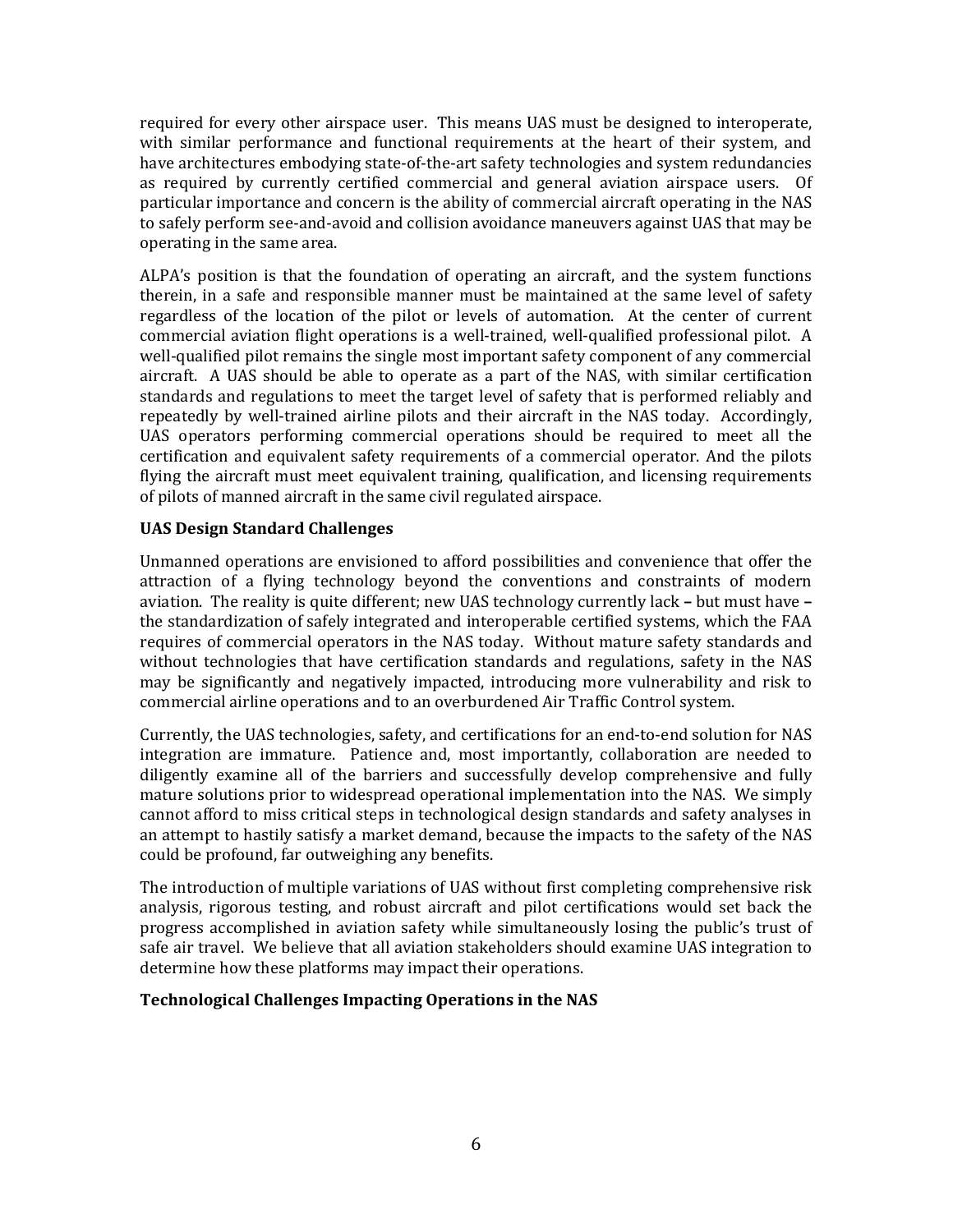required for every other airspace user. This means UAS must be designed to interoperate, with similar performance and functional requirements at the heart of their system, and have architectures embodying state-of-the-art safety technologies and system redundancies as required by currently certified commercial and general aviation airspace users. Of particular importance and concern is the ability of commercial aircraft operating in the NAS to safely perform see-and-avoid and collision avoidance maneuvers against UAS that may be operating in the same area.

ALPA's position is that the foundation of operating an aircraft, and the system functions therein, in a safe and responsible manner must be maintained at the same level of safety regardless of the location of the pilot or levels of automation. At the center of current commercial aviation flight operations is a well-trained, well-qualified professional pilot. A well-qualified pilot remains the single most important safety component of any commercial aircraft. A UAS should be able to operate as a part of the NAS, with similar certification standards and regulations to meet the target level of safety that is performed reliably and repeatedly by well-trained airline pilots and their aircraft in the NAS today. Accordingly, UAS operators performing commercial operations should be required to meet all the certification and equivalent safety requirements of a commercial operator. And the pilots flying the aircraft must meet equivalent training, qualification, and licensing requirements of pilots of manned aircraft in the same civil regulated airspace.

**UAS Design Standard Challenges**

Unmanned operations are envisioned to afford possibilities and convenience that offer the attraction of a flying technology beyond the conventions and constraints of modern aviation. The reality is quite different; new UAS technology currently lack **–** but must have **–** the standardization of safely integrated and interoperable certified systems, which the FAA requires of commercial operators in the NAS today. Without mature safety standards and without technologies that have certification standards and regulations, safety in the NAS may be significantly and negatively impacted, introducing more vulnerability and risk to commercial airline operations and to an overburdened Air Traffic Control system.

Currently, the UAS technologies, safety, and certifications for an end-to-end solution for NAS integration are immature. Patience and, most importantly, collaboration are needed to diligently examine all of the barriers and successfully develop comprehensive and fully mature solutions prior to widespread operational implementation into the NAS. We simply cannot afford to miss critical steps in technological design standards and safety analyses in an attempt to hastily satisfy a market demand, because the impacts to the safety of the NAS could be profound, far outweighing any benefits.

The introduction of multiple variations of UAS without first completing comprehensive risk analysis, rigorous testing, and robust aircraft and pilot certifications would set back the progress accomplished in aviation safety while simultaneously losing the public's trust of safe air travel. We believe that all aviation stakeholders should examine UAS integration to determine how these platforms may impact their operations.

**Technological Challenges Impacting Operations in the NAS**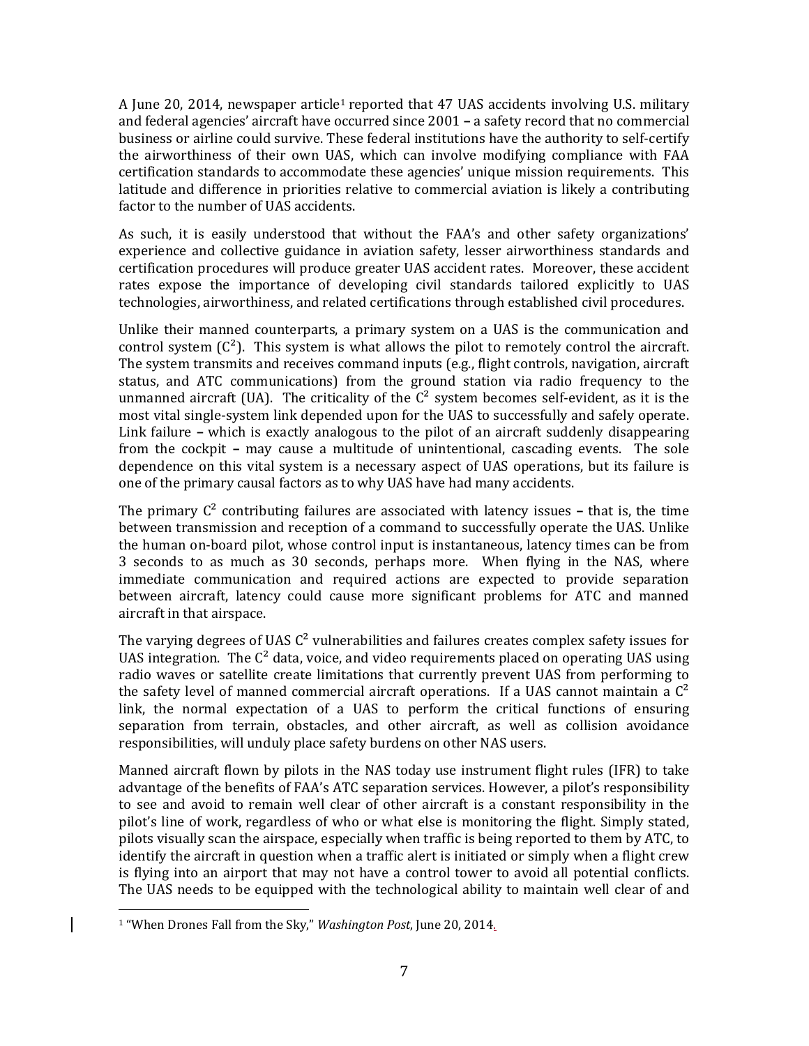A June 20, 2014, newspaper article[1] reported that 47 UAS accidents involving U.S. military and federal agencies' aircraft have occurred since 2001 – a safety record that no commercial business or airline could survive. These federal institutions have the authority to self-certify the airworthiness of their own UAS, which can involve modifying compliance with FAA certification standards to accommodate these agencies' unique mission requirements. This latitude and difference in priorities relative to commercial aviation is likely a contributing factor to the number of UAS accidents.

As such, it is easily understood that without the FAA's and other safety organizations' experience and collective guidance in aviation safety, lesser airworthiness standards and certification procedures will produce greater UAS accident rates. Moreover, these accident rates expose the importance of developing civil standards tailored explicitly to UAS technologies, airworthiness, and related certifications through established civil procedures.

Unlike their manned counterparts, a primary system on a UAS is the communication and control system ($C^2$). This system is what allows the pilot to remotely control the aircraft. The system transmits and receives command inputs (e.g., flight controls, navigation, aircraft status, and ATC communications) from the ground station via radio frequency to the unmanned aircraft (UA). The criticality of the $C^2$ system becomes self-evident, as it is the most vital single-system link depended upon for the UAS to successfully and safely operate. Link failure – which is exactly analogous to the pilot of an aircraft suddenly disappearing from the cockpit – may cause a multitude of unintentional, cascading events. The sole dependence on this vital system is a necessary aspect of UAS operations, but its failure is one of the primary causal factors as to why UAS have had many accidents.

The primary $C^2$ contributing failures are associated with latency issues – that is, the time between transmission and reception of a command to successfully operate the UAS. Unlike the human on-board pilot, whose control input is instantaneous, latency times can be from 3 seconds to as much as 30 seconds, perhaps more. When flying in the NAS, where immediate communication and required actions are expected to provide separation between aircraft, latency could cause more significant problems for ATC and manned aircraft in that airspace.

The varying degrees of UAS $C^2$ vulnerabilities and failures creates complex safety issues for UAS integration. The $C^2$ data, voice, and video requirements placed on operating UAS using radio waves or satellite create limitations that currently prevent UAS from performing to the safety level of manned commercial aircraft operations. If a UAS cannot maintain a $C^2$ link, the normal expectation of a UAS to perform the critical functions of ensuring separation from terrain, obstacles, and other aircraft, as well as collision avoidance responsibilities, will unduly place safety burdens on other NAS users.

Manned aircraft flown by pilots in the NAS today use instrument flight rules (IFR) to take advantage of the benefits of FAA's ATC separation services. However, a pilot's responsibility to see and avoid to remain well clear of other aircraft is a constant responsibility in the pilot's line of work, regardless of who or what else is monitoring the flight. Simply stated, pilots visually scan the airspace, especially when traffic is being reported to them by ATC, to identify the aircraft in question when a traffic alert is initiated or simply when a flight crew is flying into an airport that may not have a control tower to avoid all potential conflicts. The UAS needs to be equipped with the technological ability to maintain well clear of and

[1] "When Drones Fall from the Sky," *Washington Post*, June 20, 2014.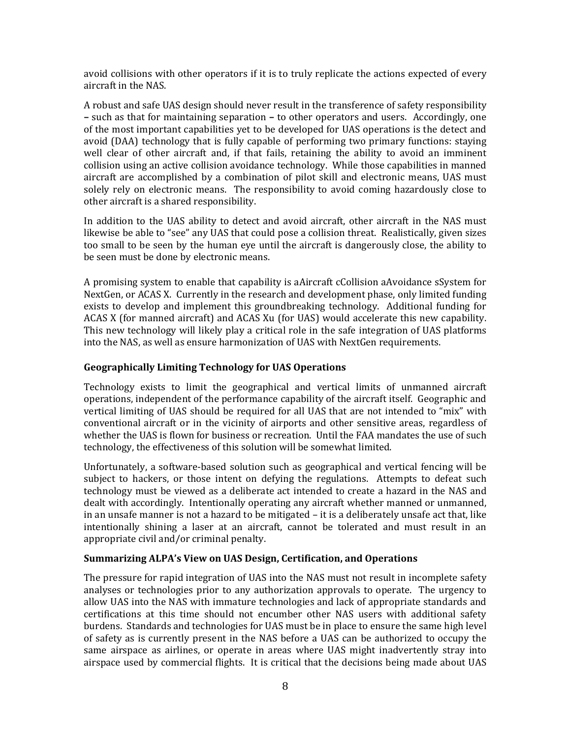avoid collisions with other operators if it is to truly replicate the actions expected of every aircraft in the NAS.

A robust and safe UAS design should never result in the transference of safety responsibility **–** such as that for maintaining separation **–** to other operators and users. Accordingly, one of the most important capabilities yet to be developed for UAS operations is the detect and avoid (DAA) technology that is fully capable of performing two primary functions: staying well clear of other aircraft and, if that fails, retaining the ability to avoid an imminent collision using an active collision avoidance technology. While those capabilities in manned aircraft are accomplished by a combination of pilot skill and electronic means, UAS must solely rely on electronic means. The responsibility to avoid coming hazardously close to other aircraft is a shared responsibility.

In addition to the UAS ability to detect and avoid aircraft, other aircraft in the NAS must likewise be able to "see" any UAS that could pose a collision threat. Realistically, given sizes too small to be seen by the human eye until the aircraft is dangerously close, the ability to be seen must be done by electronic means.

A promising system to enable that capability is aAircraft cCollision aAvoidance sSystem for NextGen, or ACAS X. Currently in the research and development phase, only limited funding exists to develop and implement this groundbreaking technology. Additional funding for ACAS X (for manned aircraft) and ACAS Xu (for UAS) would accelerate this new capability. This new technology will likely play a critical role in the safe integration of UAS platforms into the NAS, as well as ensure harmonization of UAS with NextGen requirements.

### Geographically Limiting Technology for UAS Operations

Technology exists to limit the geographical and vertical limits of unmanned aircraft operations, independent of the performance capability of the aircraft itself. Geographic and vertical limiting of UAS should be required for all UAS that are not intended to "mix" with conventional aircraft or in the vicinity of airports and other sensitive areas, regardless of whether the UAS is flown for business or recreation. Until the FAA mandates the use of such technology, the effectiveness of this solution will be somewhat limited.

Unfortunately, a software-based solution such as geographical and vertical fencing will be subject to hackers, or those intent on defying the regulations. Attempts to defeat such technology must be viewed as a deliberate act intended to create a hazard in the NAS and dealt with accordingly. Intentionally operating any aircraft whether manned or unmanned, in an unsafe manner is not a hazard to be mitigated – it is a deliberately unsafe act that, like intentionally shining a laser at an aircraft, cannot be tolerated and must result in an appropriate civil and/or criminal penalty.

### Summarizing ALPA's View on UAS Design, Certification, and Operations

The pressure for rapid integration of UAS into the NAS must not result in incomplete safety analyses or technologies prior to any authorization approvals to operate. The urgency to allow UAS into the NAS with immature technologies and lack of appropriate standards and certifications at this time should not encumber other NAS users with additional safety burdens. Standards and technologies for UAS must be in place to ensure the same high level of safety as is currently present in the NAS before a UAS can be authorized to occupy the same airspace as airlines, or operate in areas where UAS might inadvertently stray into airspace used by commercial flights. It is critical that the decisions being made about UAS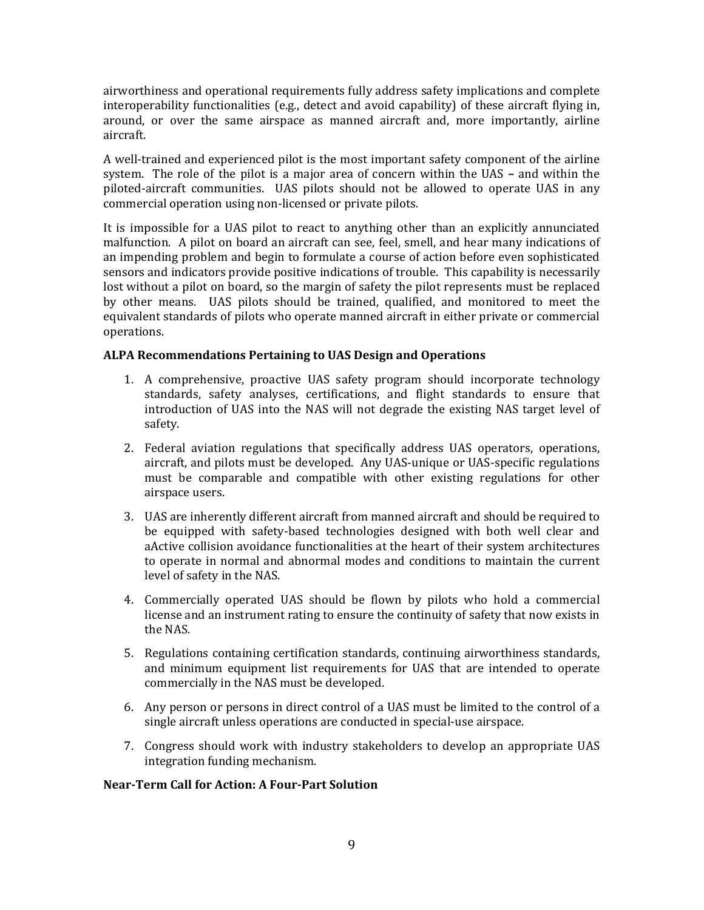airworthiness and operational requirements fully address safety implications and complete interoperability functionalities (e.g., detect and avoid capability) of these aircraft flying in, around, or over the same airspace as manned aircraft and, more importantly, airline aircraft.

A well-trained and experienced pilot is the most important safety component of the airline system. The role of the pilot is a major area of concern within the UAS – and within the piloted-aircraft communities. UAS pilots should not be allowed to operate UAS in any commercial operation using non-licensed or private pilots.

It is impossible for a UAS pilot to react to anything other than an explicitly annunciated malfunction. A pilot on board an aircraft can see, feel, smell, and hear many indications of an impending problem and begin to formulate a course of action before even sophisticated sensors and indicators provide positive indications of trouble. This capability is necessarily lost without a pilot on board, so the margin of safety the pilot represents must be replaced by other means. UAS pilots should be trained, qualified, and monitored to meet the equivalent standards of pilots who operate manned aircraft in either private or commercial operations.

**ALPA Recommendations Pertaining to UAS Design and Operations**

1. A comprehensive, proactive UAS safety program should incorporate technology standards, safety analyses, certifications, and flight standards to ensure that introduction of UAS into the NAS will not degrade the existing NAS target level of safety.

2. Federal aviation regulations that specifically address UAS operators, operations, aircraft, and pilots must be developed. Any UAS-unique or UAS-specific regulations must be comparable and compatible with other existing regulations for other airspace users.

3. UAS are inherently different aircraft from manned aircraft and should be required to be equipped with safety-based technologies designed with both well clear and aActive collision avoidance functionalities at the heart of their system architectures to operate in normal and abnormal modes and conditions to maintain the current level of safety in the NAS.

4. Commercially operated UAS should be flown by pilots who hold a commercial license and an instrument rating to ensure the continuity of safety that now exists in the NAS.

5. Regulations containing certification standards, continuing airworthiness standards, and minimum equipment list requirements for UAS that are intended to operate commercially in the NAS must be developed.

6. Any person or persons in direct control of a UAS must be limited to the control of a single aircraft unless operations are conducted in special-use airspace.

7. Congress should work with industry stakeholders to develop an appropriate UAS integration funding mechanism.

**Near-Term Call for Action: A Four-Part Solution**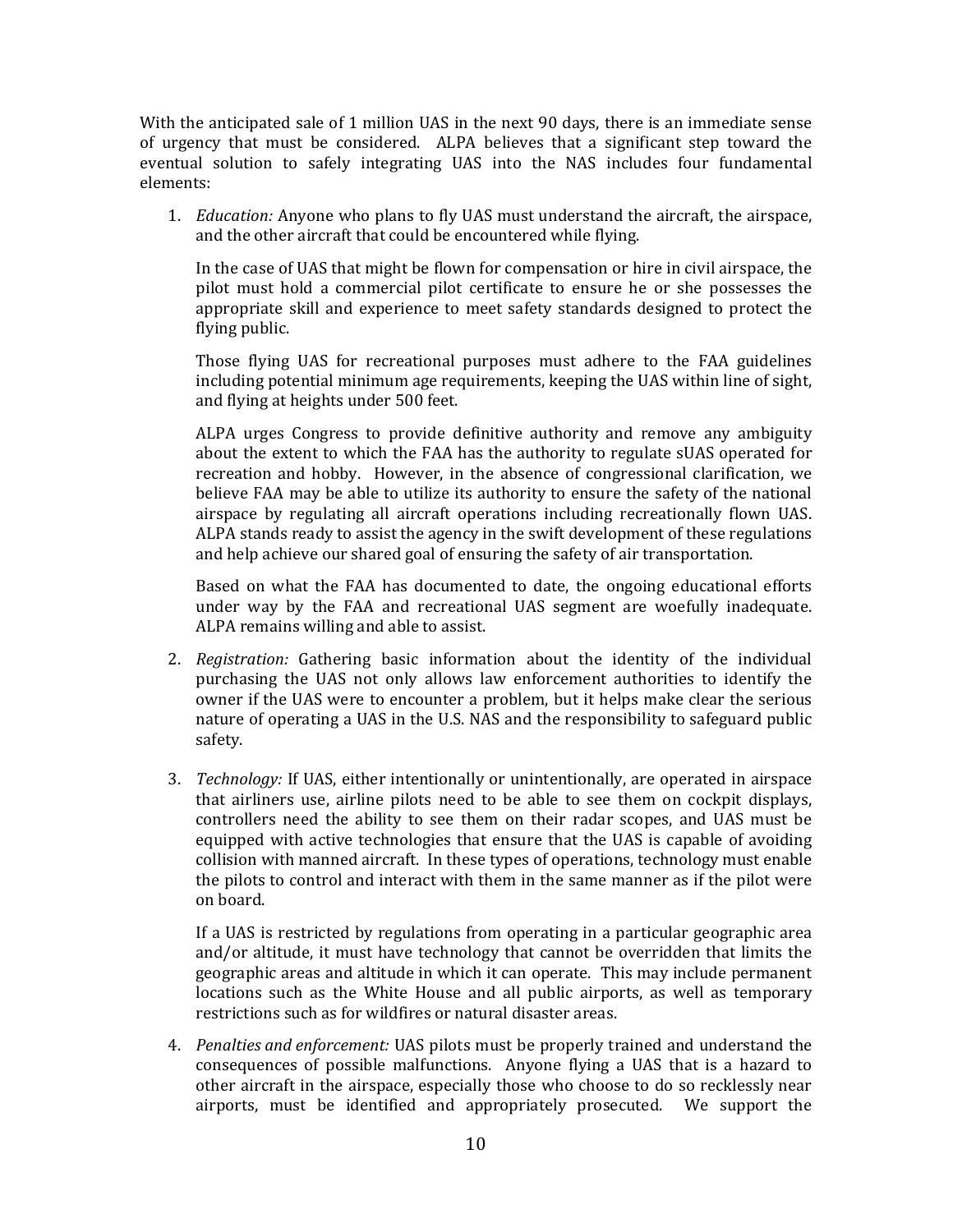With the anticipated sale of 1 million UAS in the next 90 days, there is an immediate sense of urgency that must be considered. ALPA believes that a significant step toward the eventual solution to safely integrating UAS into the NAS includes four fundamental elements:

1. *Education:* Anyone who plans to fly UAS must understand the aircraft, the airspace, and the other aircraft that could be encountered while flying.

   In the case of UAS that might be flown for compensation or hire in civil airspace, the pilot must hold a commercial pilot certificate to ensure he or she possesses the appropriate skill and experience to meet safety standards designed to protect the flying public.

   Those flying UAS for recreational purposes must adhere to the FAA guidelines including potential minimum age requirements, keeping the UAS within line of sight, and flying at heights under 500 feet.

   ALPA urges Congress to provide definitive authority and remove any ambiguity about the extent to which the FAA has the authority to regulate sUAS operated for recreation and hobby. However, in the absence of congressional clarification, we believe FAA may be able to utilize its authority to ensure the safety of the national airspace by regulating all aircraft operations including recreationally flown UAS. ALPA stands ready to assist the agency in the swift development of these regulations and help achieve our shared goal of ensuring the safety of air transportation.

   Based on what the FAA has documented to date, the ongoing educational efforts under way by the FAA and recreational UAS segment are woefully inadequate. ALPA remains willing and able to assist.

2. *Registration:* Gathering basic information about the identity of the individual purchasing the UAS not only allows law enforcement authorities to identify the owner if the UAS were to encounter a problem, but it helps make clear the serious nature of operating a UAS in the U.S. NAS and the responsibility to safeguard public safety.

3. *Technology:* If UAS, either intentionally or unintentionally, are operated in airspace that airliners use, airline pilots need to be able to see them on cockpit displays, controllers need the ability to see them on their radar scopes, and UAS must be equipped with active technologies that ensure that the UAS is capable of avoiding collision with manned aircraft. In these types of operations, technology must enable the pilots to control and interact with them in the same manner as if the pilot were on board.

   If a UAS is restricted by regulations from operating in a particular geographic area and/or altitude, it must have technology that cannot be overridden that limits the geographic areas and altitude in which it can operate. This may include permanent locations such as the White House and all public airports, as well as temporary restrictions such as for wildfires or natural disaster areas.

4. *Penalties and enforcement:* UAS pilots must be properly trained and understand the consequences of possible malfunctions. Anyone flying a UAS that is a hazard to other aircraft in the airspace, especially those who choose to do so recklessly near airports, must be identified and appropriately prosecuted. We support the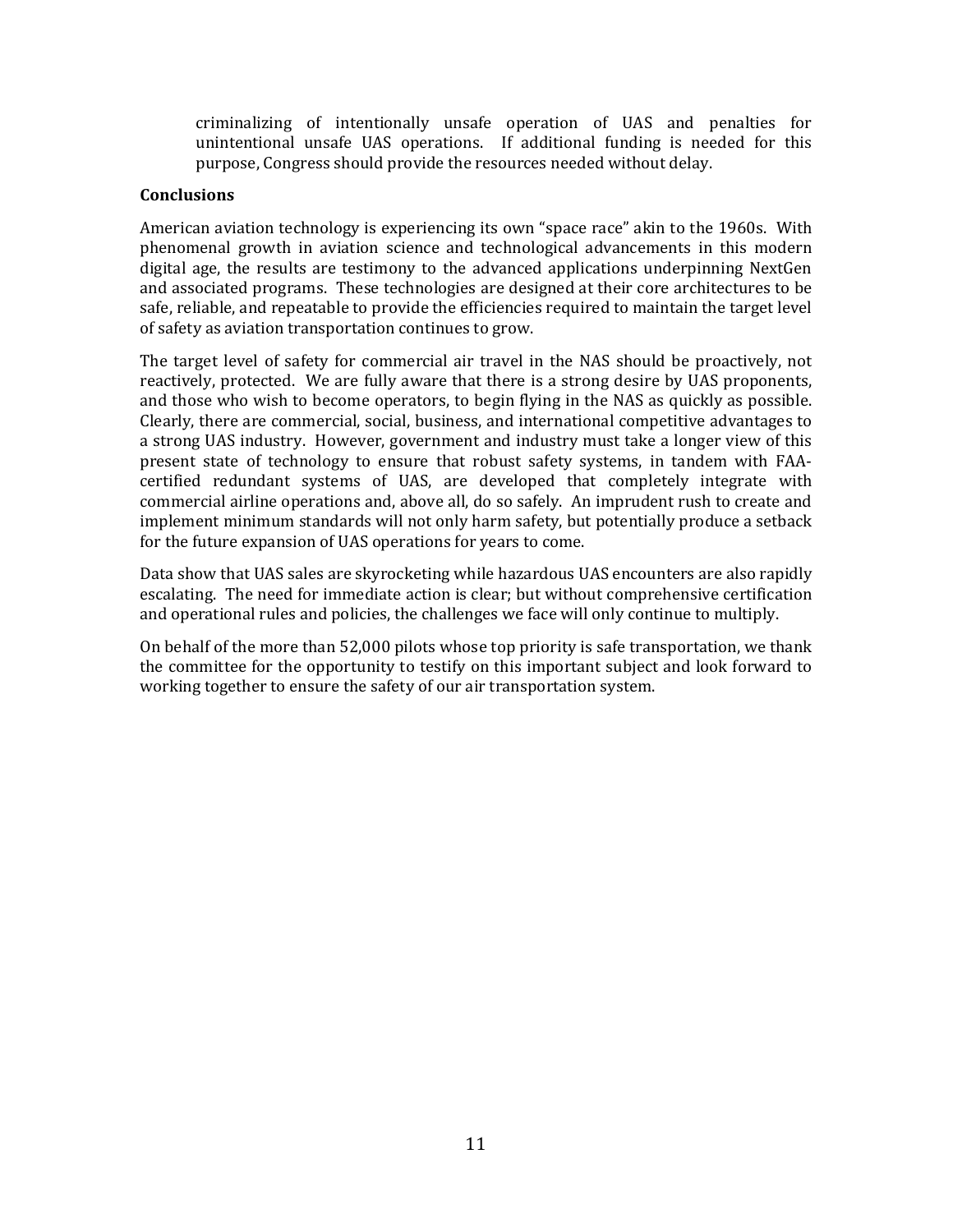criminalizing of intentionally unsafe operation of UAS and penalties for unintentional unsafe UAS operations. If additional funding is needed for this purpose, Congress should provide the resources needed without delay.

**Conclusions**

American aviation technology is experiencing its own "space race" akin to the 1960s. With phenomenal growth in aviation science and technological advancements in this modern digital age, the results are testimony to the advanced applications underpinning NextGen and associated programs. These technologies are designed at their core architectures to be safe, reliable, and repeatable to provide the efficiencies required to maintain the target level of safety as aviation transportation continues to grow.

The target level of safety for commercial air travel in the NAS should be proactively, not reactively, protected. We are fully aware that there is a strong desire by UAS proponents, and those who wish to become operators, to begin flying in the NAS as quickly as possible. Clearly, there are commercial, social, business, and international competitive advantages to a strong UAS industry. However, government and industry must take a longer view of this present state of technology to ensure that robust safety systems, in tandem with FAA-certified redundant systems of UAS, are developed that completely integrate with commercial airline operations and, above all, do so safely. An imprudent rush to create and implement minimum standards will not only harm safety, but potentially produce a setback for the future expansion of UAS operations for years to come.

Data show that UAS sales are skyrocketing while hazardous UAS encounters are also rapidly escalating. The need for immediate action is clear; but without comprehensive certification and operational rules and policies, the challenges we face will only continue to multiply.

On behalf of the more than 52,000 pilots whose top priority is safe transportation, we thank the committee for the opportunity to testify on this important subject and look forward to working together to ensure the safety of our air transportation system.